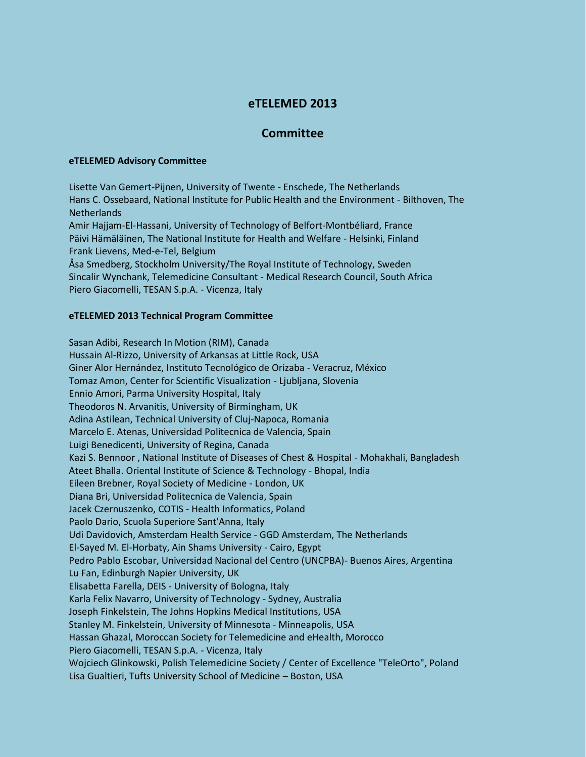# eTELEMED 2013

## Committee

### eTELEMED Advisory Committee

Lisette Van Gemert-Pijnen, University of Twente - Enschede, The Netherlands
Hans C. Ossebaard, National Institute for Public Health and the Environment - Bilthoven, The Netherlands
Amir Hajjam-El-Hassani, University of Technology of Belfort-Montbéliard, France
Päivi Hämäläinen, The National Institute for Health and Welfare - Helsinki, Finland
Frank Lievens, Med-e-Tel, Belgium
Åsa Smedberg, Stockholm University/The Royal Institute of Technology, Sweden
Sincalir Wynchank, Telemedicine Consultant - Medical Research Council, South Africa
Piero Giacomelli, TESAN S.p.A. - Vicenza, Italy

### eTELEMED 2013 Technical Program Committee

Sasan Adibi, Research In Motion (RIM), Canada
Hussain Al-Rizzo, University of Arkansas at Little Rock, USA
Giner Alor Hernández, Instituto Tecnológico de Orizaba - Veracruz, México
Tomaz Amon, Center for Scientific Visualization - Ljubljana, Slovenia
Ennio Amori, Parma University Hospital, Italy
Theodoros N. Arvanitis, University of Birmingham, UK
Adina Astilean, Technical University of Cluj-Napoca, Romania
Marcelo E. Atenas, Universidad Politecnica de Valencia, Spain
Luigi Benedicenti, University of Regina, Canada
Kazi S. Bennoor , National Institute of Diseases of Chest & Hospital - Mohakhali, Bangladesh
Ateet Bhalla. Oriental Institute of Science & Technology - Bhopal, India
Eileen Brebner, Royal Society of Medicine - London, UK
Diana Bri, Universidad Politecnica de Valencia, Spain
Jacek Czernuszenko, COTIS - Health Informatics, Poland
Paolo Dario, Scuola Superiore Sant'Anna, Italy
Udi Davidovich, Amsterdam Health Service - GGD Amsterdam, The Netherlands
El-Sayed M. El-Horbaty, Ain Shams University - Cairo, Egypt
Pedro Pablo Escobar, Universidad Nacional del Centro (UNCPBA)- Buenos Aires, Argentina
Lu Fan, Edinburgh Napier University, UK
Elisabetta Farella, DEIS - University of Bologna, Italy
Karla Felix Navarro, University of Technology - Sydney, Australia
Joseph Finkelstein, The Johns Hopkins Medical Institutions, USA
Stanley M. Finkelstein, University of Minnesota - Minneapolis, USA
Hassan Ghazal, Moroccan Society for Telemedicine and eHealth, Morocco
Piero Giacomelli, TESAN S.p.A. - Vicenza, Italy
Wojciech Glinkowski, Polish Telemedicine Society / Center of Excellence "TeleOrto", Poland
Lisa Gualtieri, Tufts University School of Medicine – Boston, USA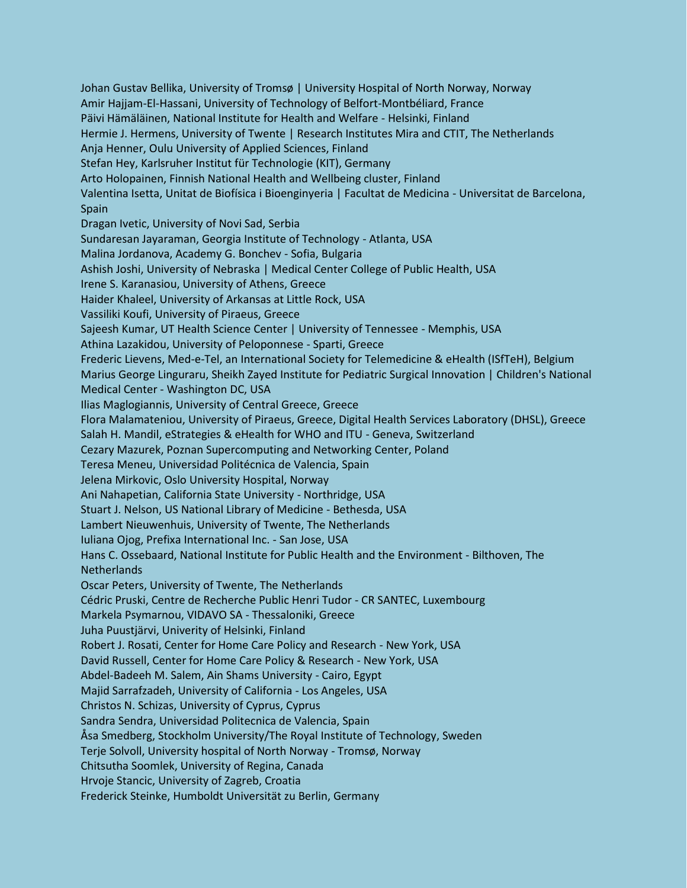Johan Gustav Bellika, University of Tromsø | University Hospital of North Norway, Norway
Amir Hajjam-El-Hassani, University of Technology of Belfort-Montbéliard, France
Päivi Hämäläinen, National Institute for Health and Welfare - Helsinki, Finland
Hermie J. Hermens, University of Twente | Research Institutes Mira and CTIT, The Netherlands
Anja Henner, Oulu University of Applied Sciences, Finland
Stefan Hey, Karlsruher Institut für Technologie (KIT), Germany
Arto Holopainen, Finnish National Health and Wellbeing cluster, Finland
Valentina Isetta, Unitat de Biofísica i Bioenginyeria | Facultat de Medicina - Universitat de Barcelona, Spain
Dragan Ivetic, University of Novi Sad, Serbia
Sundaresan Jayaraman, Georgia Institute of Technology - Atlanta, USA
Malina Jordanova, Academy G. Bonchev - Sofia, Bulgaria
Ashish Joshi, University of Nebraska | Medical Center College of Public Health, USA
Irene S. Karanasiou, University of Athens, Greece
Haider Khaleel, University of Arkansas at Little Rock, USA
Vassiliki Koufi, University of Piraeus, Greece
Sajeesh Kumar, UT Health Science Center | University of Tennessee - Memphis, USA
Athina Lazakidou, University of Peloponnese - Sparti, Greece
Frederic Lievens, Med-e-Tel, an International Society for Telemedicine & eHealth (ISfTeH), Belgium
Marius George Linguraru, Sheikh Zayed Institute for Pediatric Surgical Innovation | Children's National Medical Center - Washington DC, USA
Ilias Maglogiannis, University of Central Greece, Greece
Flora Malamateniou, University of Piraeus, Greece, Digital Health Services Laboratory (DHSL), Greece
Salah H. Mandil, eStrategies & eHealth for WHO and ITU - Geneva, Switzerland
Cezary Mazurek, Poznan Supercomputing and Networking Center, Poland
Teresa Meneu, Universidad Politécnica de Valencia, Spain
Jelena Mirkovic, Oslo University Hospital, Norway
Ani Nahapetian, California State University - Northridge, USA
Stuart J. Nelson, US National Library of Medicine - Bethesda, USA
Lambert Nieuwenhuis, University of Twente, The Netherlands
Iuliana Ojog, Prefixa International Inc. - San Jose, USA
Hans C. Ossebaard, National Institute for Public Health and the Environment - Bilthoven, The Netherlands
Oscar Peters, University of Twente, The Netherlands
Cédric Pruski, Centre de Recherche Public Henri Tudor - CR SANTEC, Luxembourg
Markela Psymarnou, VIDAVO SA - Thessaloniki, Greece
Juha Puustjärvi, Univerity of Helsinki, Finland
Robert J. Rosati, Center for Home Care Policy and Research - New York, USA
David Russell, Center for Home Care Policy & Research - New York, USA
Abdel-Badeeh M. Salem, Ain Shams University - Cairo, Egypt
Majid Sarrafzadeh, University of California - Los Angeles, USA
Christos N. Schizas, University of Cyprus, Cyprus
Sandra Sendra, Universidad Politecnica de Valencia, Spain
Åsa Smedberg, Stockholm University/The Royal Institute of Technology, Sweden
Terje Solvoll, University hospital of North Norway - Tromsø, Norway
Chitsutha Soomlek, University of Regina, Canada
Hrvoje Stancic, University of Zagreb, Croatia
Frederick Steinke, Humboldt Universität zu Berlin, Germany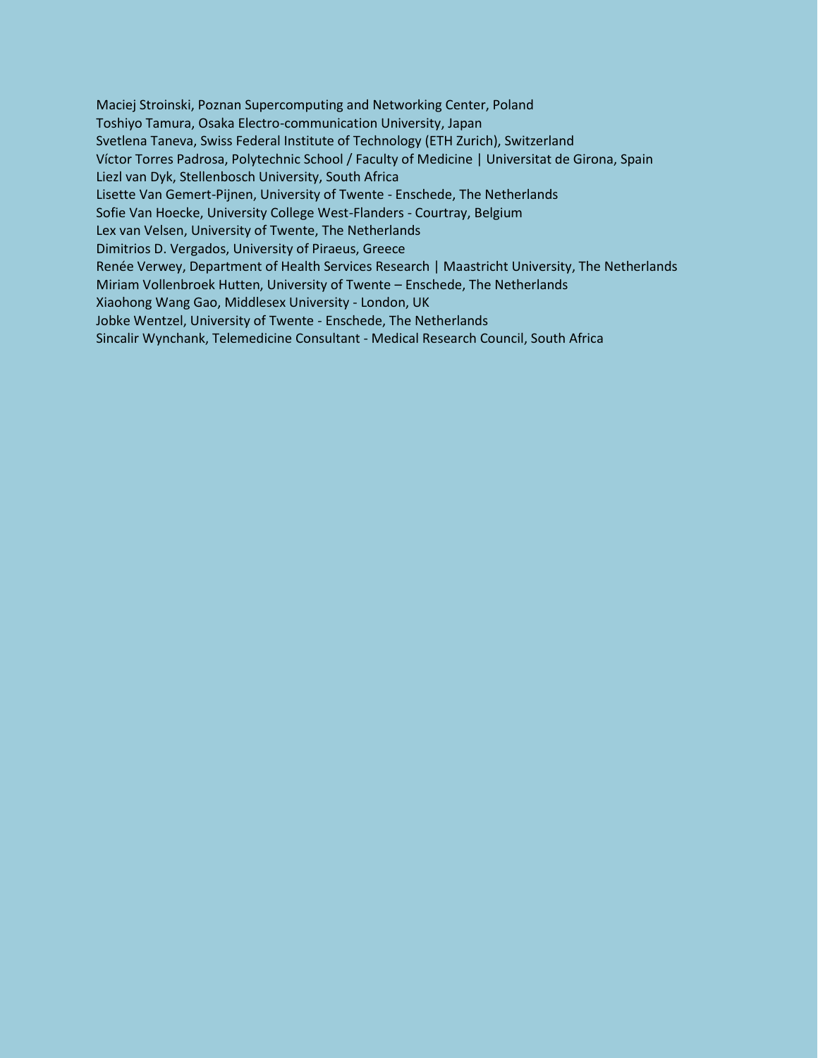Maciej Stroinski, Poznan Supercomputing and Networking Center, Poland
Toshiyo Tamura, Osaka Electro-communication University, Japan
Svetlena Taneva, Swiss Federal Institute of Technology (ETH Zurich), Switzerland
Víctor Torres Padrosa, Polytechnic School / Faculty of Medicine | Universitat de Girona, Spain
Liezl van Dyk, Stellenbosch University, South Africa
Lisette Van Gemert-Pijnen, University of Twente - Enschede, The Netherlands
Sofie Van Hoecke, University College West-Flanders - Courtray, Belgium
Lex van Velsen, University of Twente, The Netherlands
Dimitrios D. Vergados, University of Piraeus, Greece
Renée Verwey, Department of Health Services Research | Maastricht University, The Netherlands
Miriam Vollenbroek Hutten, University of Twente – Enschede, The Netherlands
Xiaohong Wang Gao, Middlesex University - London, UK
Jobke Wentzel, University of Twente - Enschede, The Netherlands
Sincalir Wynchank, Telemedicine Consultant - Medical Research Council, South Africa